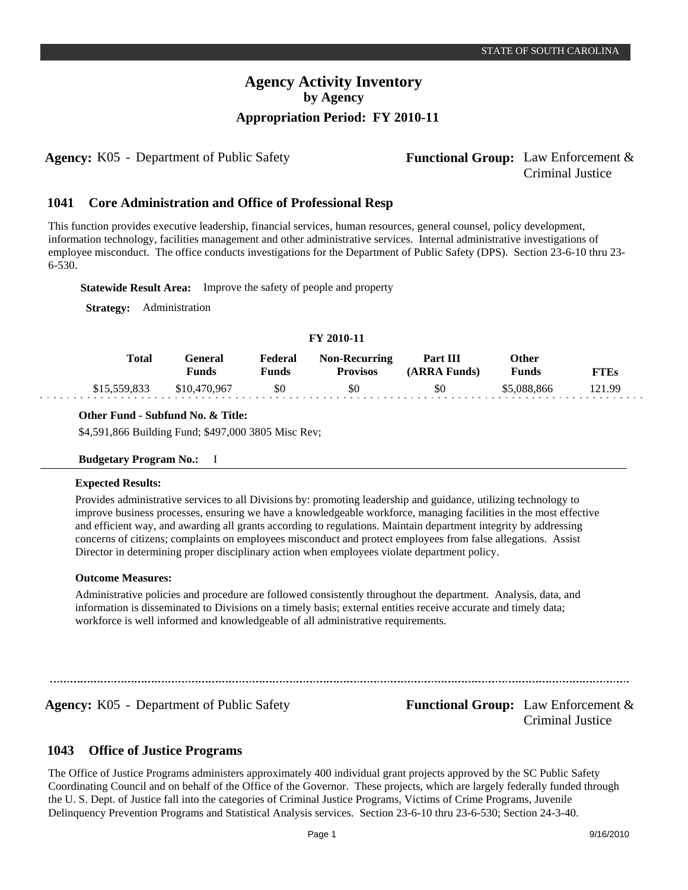# Agency Activity Inventory
## by Agency
### Appropriation Period: FY 2010-11

**Agency:** K05 - Department of Public Safety **Functional Group:** Law Enforcement & Criminal Justice

## 1041 Core Administration and Office of Professional Resp

This function provides executive leadership, financial services, human resources, general counsel, policy development, information technology, facilities management and other administrative services. Internal administrative investigations of employee misconduct. The office conducts investigations for the Department of Public Safety (DPS). Section 23-6-10 thru 23-6-530.

**Statewide Result Area:** Improve the safety of people and property

**Strategy:** Administration

**FY 2010-11**

| Total | General Funds | Federal Funds | Non-Recurring Provisos | Part III (ARRA Funds) | Other Funds | FTEs |
|---|---|---|---|---|---|---|
| $15,559,833 | $10,470,967 | $0 | $0 | $0 | $5,088,866 | 121.99 |

**Other Fund - Subfund No. & Title:**

$4,591,866 Building Fund; $497,000 3805 Misc Rev;

**Budgetary Program No.:** I

**Expected Results:**

Provides administrative services to all Divisions by: promoting leadership and guidance, utilizing technology to improve business processes, ensuring we have a knowledgeable workforce, managing facilities in the most effective and efficient way, and awarding all grants according to regulations. Maintain department integrity by addressing concerns of citizens; complaints on employees misconduct and protect employees from false allegations. Assist Director in determining proper disciplinary action when employees violate department policy.

**Outcome Measures:**

Administrative policies and procedure are followed consistently throughout the department. Analysis, data, and information is disseminated to Divisions on a timely basis; external entities receive accurate and timely data; workforce is well informed and knowledgeable of all administrative requirements.

---

**Agency:** K05 - Department of Public Safety **Functional Group:** Law Enforcement & Criminal Justice

## 1043 Office of Justice Programs

The Office of Justice Programs administers approximately 400 individual grant projects approved by the SC Public Safety Coordinating Council and on behalf of the Office of the Governor. These projects, which are largely federally funded through the U. S. Dept. of Justice fall into the categories of Criminal Justice Programs, Victims of Crime Programs, Juvenile Delinquency Prevention Programs and Statistical Analysis services. Section 23-6-10 thru 23-6-530; Section 24-3-40.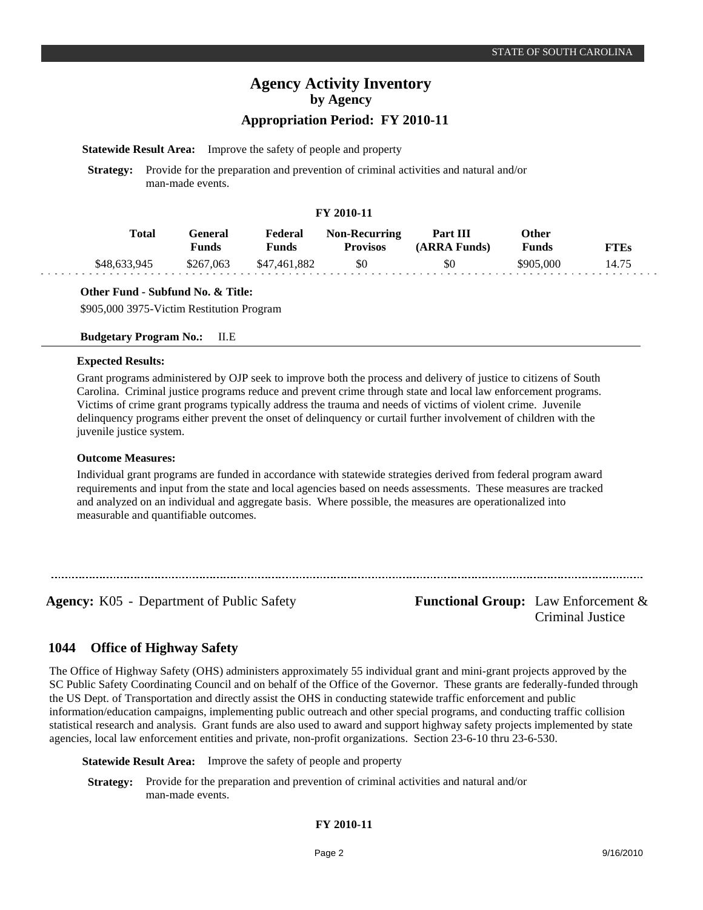**Statewide Result Area:** Improve the safety of people and property

**Strategy:** Provide for the preparation and prevention of criminal activities and natural and/or man-made events.

**FY 2010-11**

| Total | General Funds | Federal Funds | Non-Recurring Provisos | Part III (ARRA Funds) | Other Funds | FTEs |
|---|---|---|---|---|---|---|
| $48,633,945 | $267,063 | $47,461,882 | $0 | $0 | $905,000 | 14.75 |

**Other Fund - Subfund No. & Title:**

$905,000 3975-Victim Restitution Program

**Budgetary Program No.:** II.E

**Expected Results:**

Grant programs administered by OJP seek to improve both the process and delivery of justice to citizens of South Carolina. Criminal justice programs reduce and prevent crime through state and local law enforcement programs. Victims of crime grant programs typically address the trauma and needs of victims of violent crime. Juvenile delinquency programs either prevent the onset of delinquency or curtail further involvement of children with the juvenile justice system.

**Outcome Measures:**

Individual grant programs are funded in accordance with statewide strategies derived from federal program award requirements and input from the state and local agencies based on needs assessments. These measures are tracked and analyzed on an individual and aggregate basis. Where possible, the measures are operationalized into measurable and quantifiable outcomes.

---

**Agency:** K05 - Department of Public Safety

**Functional Group:** Law Enforcement & Criminal Justice

## 1044 Office of Highway Safety

The Office of Highway Safety (OHS) administers approximately 55 individual grant and mini-grant projects approved by the SC Public Safety Coordinating Council and on behalf of the Office of the Governor. These grants are federally-funded through the US Dept. of Transportation and directly assist the OHS in conducting statewide traffic enforcement and public information/education campaigns, implementing public outreach and other special programs, and conducting traffic collision statistical research and analysis. Grant funds are also used to award and support highway safety projects implemented by state agencies, local law enforcement entities and private, non-profit organizations. Section 23-6-10 thru 23-6-530.

**Statewide Result Area:** Improve the safety of people and property

**Strategy:** Provide for the preparation and prevention of criminal activities and natural and/or man-made events.

**FY 2010-11**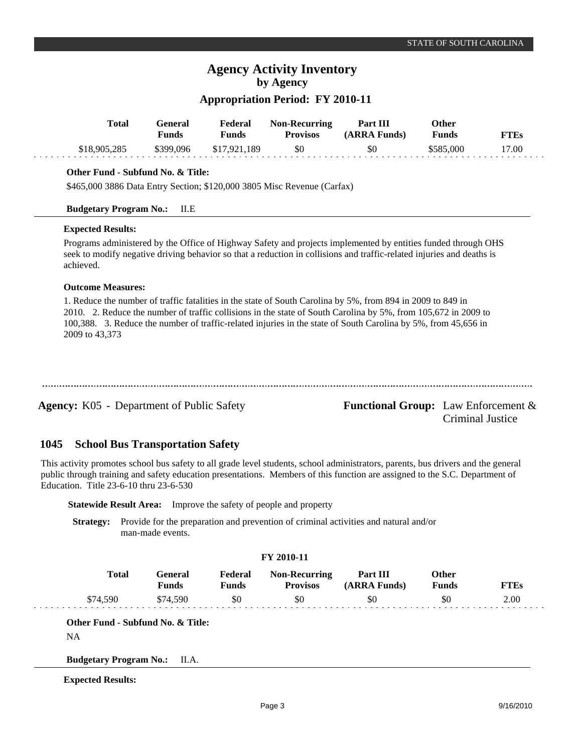# Agency Activity Inventory

## by Agency

### Appropriation Period: FY 2010-11

| Total | General Funds | Federal Funds | Non-Recurring Provisos | Part III (ARRA Funds) | Other Funds | FTEs |
|---|---|---|---|---|---|---|
| $18,905,285 | $399,096 | $17,921,189 | $0 | $0 | $585,000 | 17.00 |

**Other Fund - Subfund No. & Title:**

$465,000 3886 Data Entry Section; $120,000 3805 Misc Revenue (Carfax)

**Budgetary Program No.:** II.E

**Expected Results:**

Programs administered by the Office of Highway Safety and projects implemented by entities funded through OHS seek to modify negative driving behavior so that a reduction in collisions and traffic-related injuries and deaths is achieved.

**Outcome Measures:**

1. Reduce the number of traffic fatalities in the state of South Carolina by 5%, from 894 in 2009 to 849 in 2010. 2. Reduce the number of traffic collisions in the state of South Carolina by 5%, from 105,672 in 2009 to 100,388. 3. Reduce the number of traffic-related injuries in the state of South Carolina by 5%, from 45,656 in 2009 to 43,373

---

**Agency:** K05 - Department of Public Safety

**Functional Group:** Law Enforcement & Criminal Justice

## 1045 School Bus Transportation Safety

This activity promotes school bus safety to all grade level students, school administrators, parents, bus drivers and the general public through training and safety education presentations. Members of this function are assigned to the S.C. Department of Education. Title 23-6-10 thru 23-6-530

**Statewide Result Area:** Improve the safety of people and property

**Strategy:** Provide for the preparation and prevention of criminal activities and natural and/or man-made events.

**FY 2010-11**

| Total | General Funds | Federal Funds | Non-Recurring Provisos | Part III (ARRA Funds) | Other Funds | FTEs |
|---|---|---|---|---|---|---|
| $74,590 | $74,590 | $0 | $0 | $0 | $0 | 2.00 |

**Other Fund - Subfund No. & Title:**

NA

**Budgetary Program No.:** II.A.

**Expected Results:**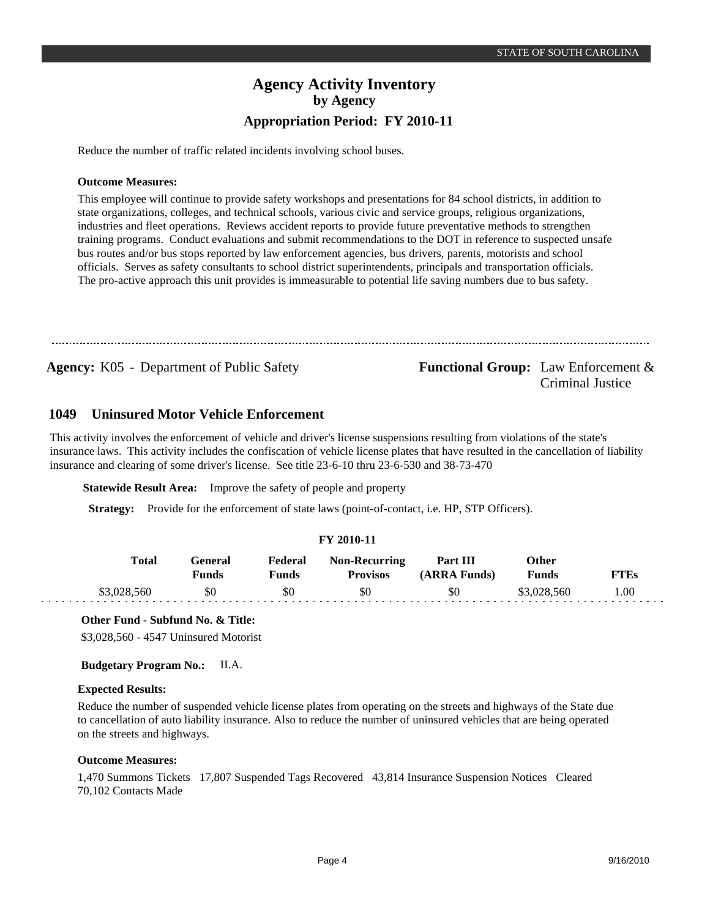Reduce the number of traffic related incidents involving school buses.

**Outcome Measures:**

This employee will continue to provide safety workshops and presentations for 84 school districts, in addition to state organizations, colleges, and technical schools, various civic and service groups, religious organizations, industries and fleet operations. Reviews accident reports to provide future preventative methods to strengthen training programs. Conduct evaluations and submit recommendations to the DOT in reference to suspected unsafe bus routes and/or bus stops reported by law enforcement agencies, bus drivers, parents, motorists and school officials. Serves as safety consultants to school district superintendents, principals and transportation officials. The pro-active approach this unit provides is immeasurable to potential life saving numbers due to bus safety.

---

**Agency:** K05 - Department of Public Safety **Functional Group:** Law Enforcement & Criminal Justice

## 1049 Uninsured Motor Vehicle Enforcement

This activity involves the enforcement of vehicle and driver's license suspensions resulting from violations of the state's insurance laws. This activity includes the confiscation of vehicle license plates that have resulted in the cancellation of liability insurance and clearing of some driver's license. See title 23-6-10 thru 23-6-530 and 38-73-470

**Statewide Result Area:** Improve the safety of people and property

**Strategy:** Provide for the enforcement of state laws (point-of-contact, i.e. HP, STP Officers).

**FY 2010-11**

| Total | General Funds | Federal Funds | Non-Recurring Provisos | Part III (ARRA Funds) | Other Funds | FTEs |
|---|---|---|---|---|---|---|
| $3,028,560 | $0 | $0 | $0 | $0 | $3,028,560 | 1.00 |

**Other Fund - Subfund No. & Title:**

$3,028,560 - 4547 Uninsured Motorist

**Budgetary Program No.:** II.A.

**Expected Results:**

Reduce the number of suspended vehicle license plates from operating on the streets and highways of the State due to cancellation of auto liability insurance. Also to reduce the number of uninsured vehicles that are being operated on the streets and highways.

**Outcome Measures:**

1,470 Summons Tickets 17,807 Suspended Tags Recovered 43,814 Insurance Suspension Notices Cleared 70,102 Contacts Made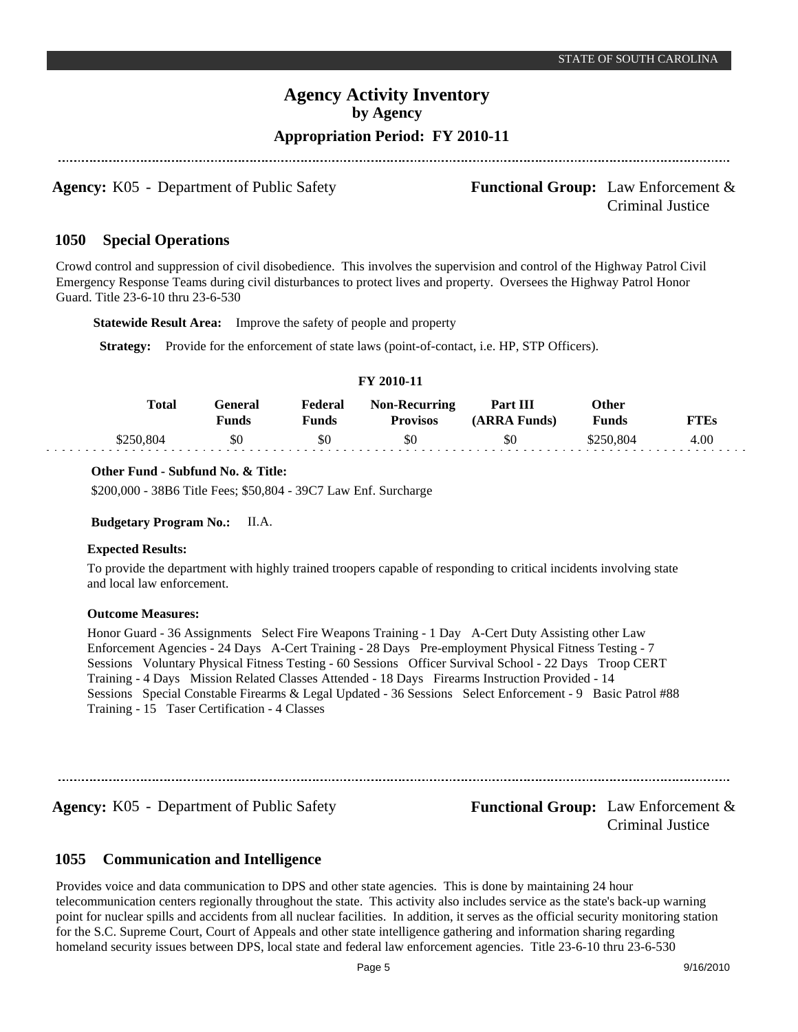**Agency:** K05 - Department of Public Safety

**Functional Group:** Law Enforcement & Criminal Justice

## 1050 Special Operations

Crowd control and suppression of civil disobedience. This involves the supervision and control of the Highway Patrol Civil Emergency Response Teams during civil disturbances to protect lives and property. Oversees the Highway Patrol Honor Guard. Title 23-6-10 thru 23-6-530

**Statewide Result Area:** Improve the safety of people and property

**Strategy:** Provide for the enforcement of state laws (point-of-contact, i.e. HP, STP Officers).

**FY 2010-11**

| Total | General Funds | Federal Funds | Non-Recurring Provisos | Part III (ARRA Funds) | Other Funds | FTEs |
|---|---|---|---|---|---|---|
| $250,804 | $0 | $0 | $0 | $0 | $250,804 | 4.00 |

**Other Fund - Subfund No. & Title:**

$200,000 - 38B6 Title Fees; $50,804 - 39C7 Law Enf. Surcharge

**Budgetary Program No.:** II.A.

**Expected Results:**

To provide the department with highly trained troopers capable of responding to critical incidents involving state and local law enforcement.

**Outcome Measures:**

Honor Guard - 36 Assignments Select Fire Weapons Training - 1 Day A-Cert Duty Assisting other Law Enforcement Agencies - 24 Days A-Cert Training - 28 Days Pre-employment Physical Fitness Testing - 7 Sessions Voluntary Physical Fitness Testing - 60 Sessions Officer Survival School - 22 Days Troop CERT Training - 4 Days Mission Related Classes Attended - 18 Days Firearms Instruction Provided - 14 Sessions Special Constable Firearms & Legal Updated - 36 Sessions Select Enforcement - 9 Basic Patrol #88 Training - 15 Taser Certification - 4 Classes

---

**Agency:** K05 - Department of Public Safety

**Functional Group:** Law Enforcement & Criminal Justice

## 1055 Communication and Intelligence

Provides voice and data communication to DPS and other state agencies. This is done by maintaining 24 hour telecommunication centers regionally throughout the state. This activity also includes service as the state's back-up warning point for nuclear spills and accidents from all nuclear facilities. In addition, it serves as the official security monitoring station for the S.C. Supreme Court, Court of Appeals and other state intelligence gathering and information sharing regarding homeland security issues between DPS, local state and federal law enforcement agencies. Title 23-6-10 thru 23-6-530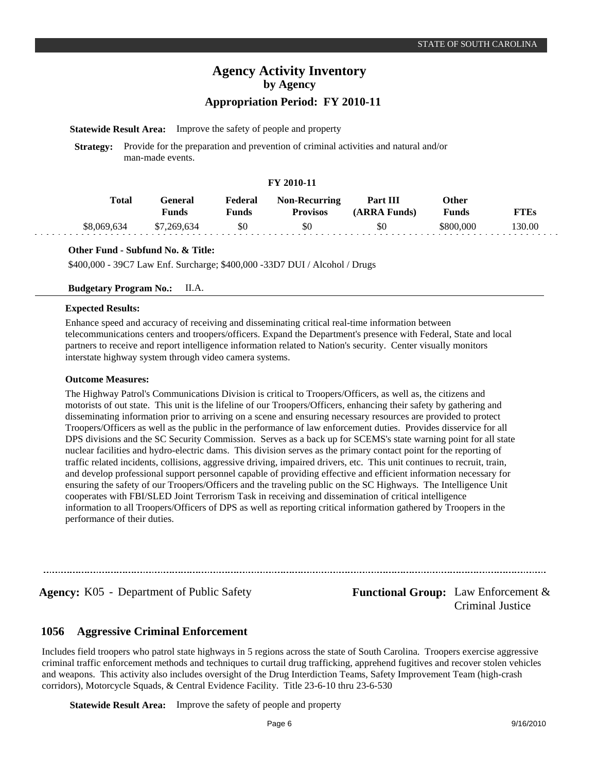# Agency Activity Inventory
## by Agency
### Appropriation Period: FY 2010-11

**Statewide Result Area:** Improve the safety of people and property

**Strategy:** Provide for the preparation and prevention of criminal activities and natural and/or man-made events.

**FY 2010-11**

| Total | General Funds | Federal Funds | Non-Recurring Provisos | Part III (ARRA Funds) | Other Funds | FTEs |
|---|---|---|---|---|---|---|
| $8,069,634 | $7,269,634 | $0 | $0 | $0 | $800,000 | 130.00 |

**Other Fund - Subfund No. & Title:**

$400,000 - 39C7 Law Enf. Surcharge; $400,000 -33D7 DUI / Alcohol / Drugs

**Budgetary Program No.:** II.A.

**Expected Results:**

Enhance speed and accuracy of receiving and disseminating critical real-time information between telecommunications centers and troopers/officers. Expand the Department's presence with Federal, State and local partners to receive and report intelligence information related to Nation's security. Center visually monitors interstate highway system through video camera systems.

**Outcome Measures:**

The Highway Patrol's Communications Division is critical to Troopers/Officers, as well as, the citizens and motorists of out state. This unit is the lifeline of our Troopers/Officers, enhancing their safety by gathering and disseminating information prior to arriving on a scene and ensuring necessary resources are provided to protect Troopers/Officers as well as the public in the performance of law enforcement duties. Provides disservice for all DPS divisions and the SC Security Commission. Serves as a back up for SCEMS's state warning point for all state nuclear facilities and hydro-electric dams. This division serves as the primary contact point for the reporting of traffic related incidents, collisions, aggressive driving, impaired drivers, etc. This unit continues to recruit, train, and develop professional support personnel capable of providing effective and efficient information necessary for ensuring the safety of our Troopers/Officers and the traveling public on the SC Highways. The Intelligence Unit cooperates with FBI/SLED Joint Terrorism Task in receiving and dissemination of critical intelligence information to all Troopers/Officers of DPS as well as reporting critical information gathered by Troopers in the performance of their duties.

---

**Agency:** K05 - Department of Public Safety

**Functional Group:** Law Enforcement & Criminal Justice

## 1056 Aggressive Criminal Enforcement

Includes field troopers who patrol state highways in 5 regions across the state of South Carolina. Troopers exercise aggressive criminal traffic enforcement methods and techniques to curtail drug trafficking, apprehend fugitives and recover stolen vehicles and weapons. This activity also includes oversight of the Drug Interdiction Teams, Safety Improvement Team (high-crash corridors), Motorcycle Squads, & Central Evidence Facility. Title 23-6-10 thru 23-6-530

**Statewide Result Area:** Improve the safety of people and property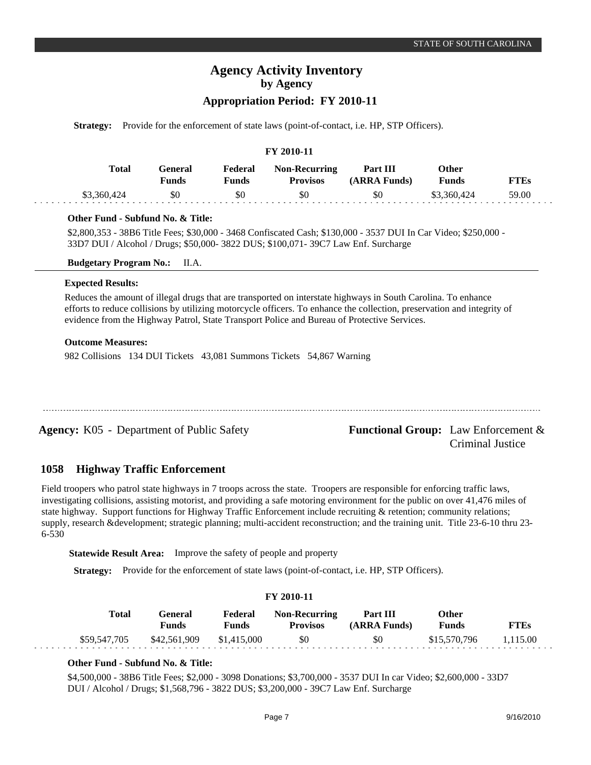**Strategy:** Provide for the enforcement of state laws (point-of-contact, i.e. HP, STP Officers).

**FY 2010-11**

| Total | General Funds | Federal Funds | Non-Recurring Provisos | Part III (ARRA Funds) | Other Funds | FTEs |
|---|---|---|---|---|---|---|
| $3,360,424 | $0 | $0 | $0 | $0 | $3,360,424 | 59.00 |

**Other Fund - Subfund No. & Title:**

$2,800,353 - 38B6 Title Fees; $30,000 - 3468 Confiscated Cash; $130,000 - 3537 DUI In Car Video; $250,000 - 33D7 DUI / Alcohol / Drugs; $50,000- 3822 DUS; $100,071- 39C7 Law Enf. Surcharge

**Budgetary Program No.:** II.A.

**Expected Results:**

Reduces the amount of illegal drugs that are transported on interstate highways in South Carolina. To enhance efforts to reduce collisions by utilizing motorcycle officers. To enhance the collection, preservation and integrity of evidence from the Highway Patrol, State Transport Police and Bureau of Protective Services.

**Outcome Measures:**

982 Collisions 134 DUI Tickets 43,081 Summons Tickets 54,867 Warning

**Agency:** K05 - Department of Public Safety

**Functional Group:** Law Enforcement & Criminal Justice

## 1058 Highway Traffic Enforcement

Field troopers who patrol state highways in 7 troops across the state. Troopers are responsible for enforcing traffic laws, investigating collisions, assisting motorist, and providing a safe motoring environment for the public on over 41,476 miles of state highway. Support functions for Highway Traffic Enforcement include recruiting & retention; community relations; supply, research &development; strategic planning; multi-accident reconstruction; and the training unit. Title 23-6-10 thru 23-6-530

**Statewide Result Area:** Improve the safety of people and property

**Strategy:** Provide for the enforcement of state laws (point-of-contact, i.e. HP, STP Officers).

**FY 2010-11**

| Total | General Funds | Federal Funds | Non-Recurring Provisos | Part III (ARRA Funds) | Other Funds | FTEs |
|---|---|---|---|---|---|---|
| $59,547,705 | $42,561,909 | $1,415,000 | $0 | $0 | $15,570,796 | 1,115.00 |

**Other Fund - Subfund No. & Title:**

$4,500,000 - 38B6 Title Fees; $2,000 - 3098 Donations; $3,700,000 - 3537 DUI In car Video; $2,600,000 - 33D7 DUI / Alcohol / Drugs; $1,568,796 - 3822 DUS; $3,200,000 - 39C7 Law Enf. Surcharge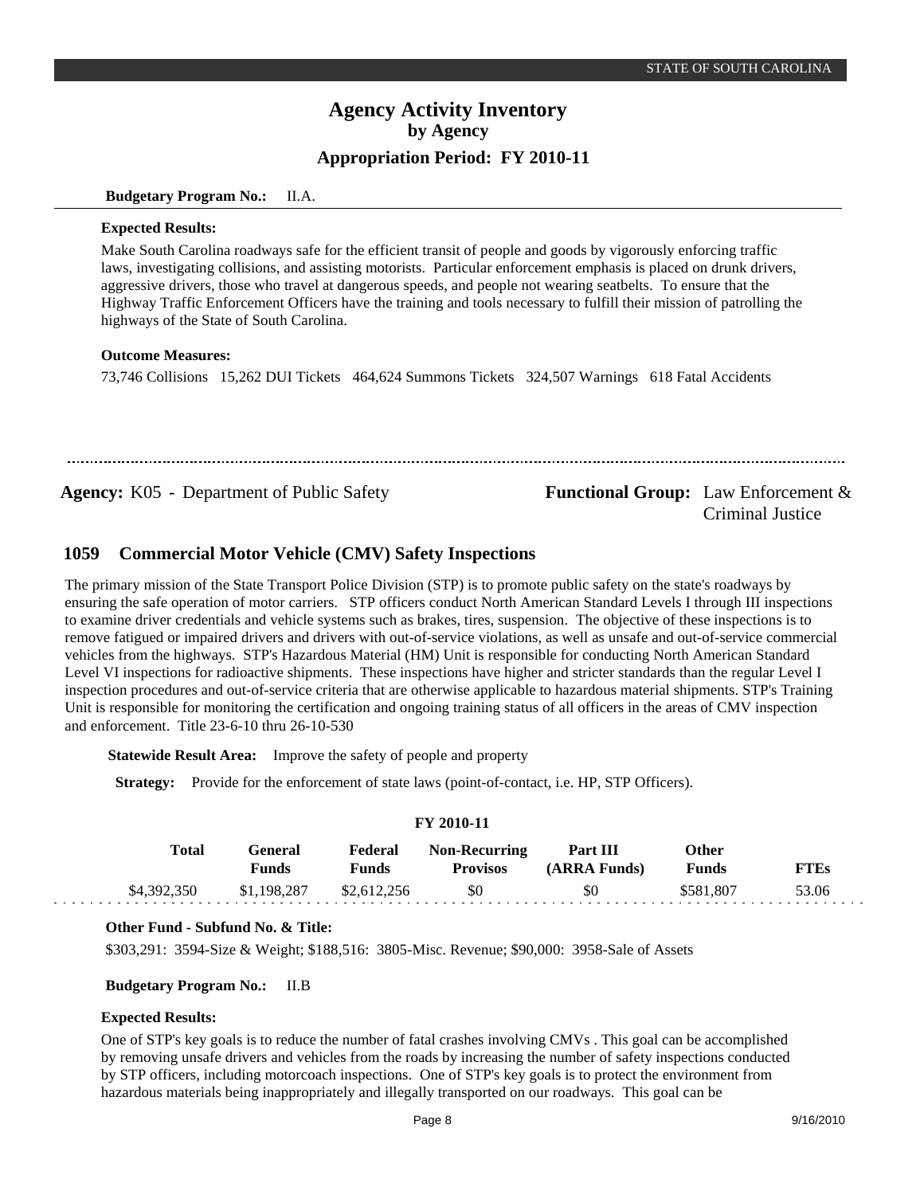**Budgetary Program No.:** II.A.

**Expected Results:**

Make South Carolina roadways safe for the efficient transit of people and goods by vigorously enforcing traffic laws, investigating collisions, and assisting motorists. Particular enforcement emphasis is placed on drunk drivers, aggressive drivers, those who travel at dangerous speeds, and people not wearing seatbelts. To ensure that the Highway Traffic Enforcement Officers have the training and tools necessary to fulfill their mission of patrolling the highways of the State of South Carolina.

**Outcome Measures:**

73,746 Collisions 15,262 DUI Tickets 464,624 Summons Tickets 324,507 Warnings 618 Fatal Accidents

---

**Agency:** K05 - Department of Public Safety

**Functional Group:** Law Enforcement & Criminal Justice

## 1059 Commercial Motor Vehicle (CMV) Safety Inspections

The primary mission of the State Transport Police Division (STP) is to promote public safety on the state's roadways by ensuring the safe operation of motor carriers. STP officers conduct North American Standard Levels I through III inspections to examine driver credentials and vehicle systems such as brakes, tires, suspension. The objective of these inspections is to remove fatigued or impaired drivers and drivers with out-of-service violations, as well as unsafe and out-of-service commercial vehicles from the highways. STP's Hazardous Material (HM) Unit is responsible for conducting North American Standard Level VI inspections for radioactive shipments. These inspections have higher and stricter standards than the regular Level I inspection procedures and out-of-service criteria that are otherwise applicable to hazardous material shipments. STP's Training Unit is responsible for monitoring the certification and ongoing training status of all officers in the areas of CMV inspection and enforcement. Title 23-6-10 thru 26-10-530

**Statewide Result Area:** Improve the safety of people and property

**Strategy:** Provide for the enforcement of state laws (point-of-contact, i.e. HP, STP Officers).

**FY 2010-11**

| Total | General Funds | Federal Funds | Non-Recurring Provisos | Part III (ARRA Funds) | Other Funds | FTEs |
|---|---|---|---|---|---|---|
| $4,392,350 | $1,198,287 | $2,612,256 | $0 | $0 | $581,807 | 53.06 |

**Other Fund - Subfund No. & Title:**

$303,291: 3594-Size & Weight; $188,516: 3805-Misc. Revenue; $90,000: 3958-Sale of Assets

**Budgetary Program No.:** II.B

**Expected Results:**

One of STP's key goals is to reduce the number of fatal crashes involving CMVs . This goal can be accomplished by removing unsafe drivers and vehicles from the roads by increasing the number of safety inspections conducted by STP officers, including motorcoach inspections. One of STP's key goals is to protect the environment from hazardous materials being inappropriately and illegally transported on our roadways. This goal can be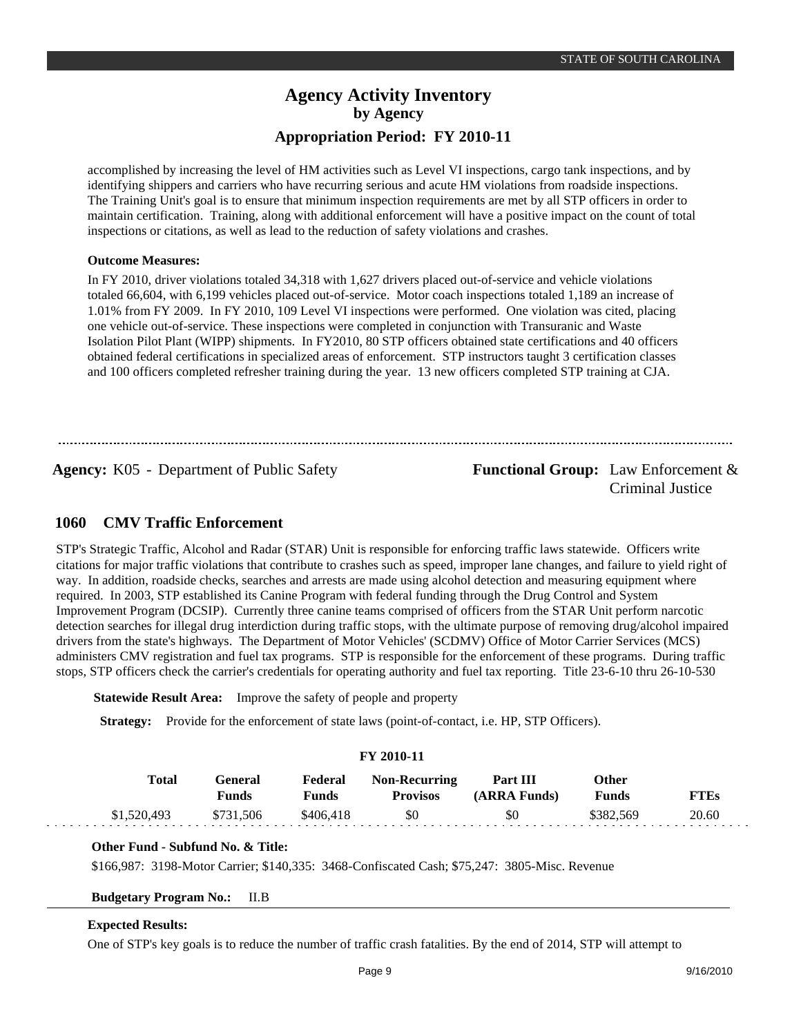accomplished by increasing the level of HM activities such as Level VI inspections, cargo tank inspections, and by identifying shippers and carriers who have recurring serious and acute HM violations from roadside inspections. The Training Unit's goal is to ensure that minimum inspection requirements are met by all STP officers in order to maintain certification. Training, along with additional enforcement will have a positive impact on the count of total inspections or citations, as well as lead to the reduction of safety violations and crashes.

**Outcome Measures:**

In FY 2010, driver violations totaled 34,318 with 1,627 drivers placed out-of-service and vehicle violations totaled 66,604, with 6,199 vehicles placed out-of-service. Motor coach inspections totaled 1,189 an increase of 1.01% from FY 2009. In FY 2010, 109 Level VI inspections were performed. One violation was cited, placing one vehicle out-of-service. These inspections were completed in conjunction with Transuranic and Waste Isolation Pilot Plant (WIPP) shipments. In FY2010, 80 STP officers obtained state certifications and 40 officers obtained federal certifications in specialized areas of enforcement. STP instructors taught 3 certification classes and 100 officers completed refresher training during the year. 13 new officers completed STP training at CJA.

---

**Agency:** K05 - Department of Public Safety **Functional Group:** Law Enforcement & Criminal Justice

## 1060 CMV Traffic Enforcement

STP's Strategic Traffic, Alcohol and Radar (STAR) Unit is responsible for enforcing traffic laws statewide. Officers write citations for major traffic violations that contribute to crashes such as speed, improper lane changes, and failure to yield right of way. In addition, roadside checks, searches and arrests are made using alcohol detection and measuring equipment where required. In 2003, STP established its Canine Program with federal funding through the Drug Control and System Improvement Program (DCSIP). Currently three canine teams comprised of officers from the STAR Unit perform narcotic detection searches for illegal drug interdiction during traffic stops, with the ultimate purpose of removing drug/alcohol impaired drivers from the state's highways. The Department of Motor Vehicles' (SCDMV) Office of Motor Carrier Services (MCS) administers CMV registration and fuel tax programs. STP is responsible for the enforcement of these programs. During traffic stops, STP officers check the carrier's credentials for operating authority and fuel tax reporting. Title 23-6-10 thru 26-10-530

**Statewide Result Area:** Improve the safety of people and property

**Strategy:** Provide for the enforcement of state laws (point-of-contact, i.e. HP, STP Officers).

**FY 2010-11**

| Total | General Funds | Federal Funds | Non-Recurring Provisos | Part III (ARRA Funds) | Other Funds | FTEs |
|---|---|---|---|---|---|---|
| $1,520,493 | $731,506 | $406,418 | $0 | $0 | $382,569 | 20.60 |

**Other Fund - Subfund No. & Title:**

$166,987: 3198-Motor Carrier; $140,335: 3468-Confiscated Cash; $75,247: 3805-Misc. Revenue

**Budgetary Program No.:** II.B

**Expected Results:**

One of STP's key goals is to reduce the number of traffic crash fatalities. By the end of 2014, STP will attempt to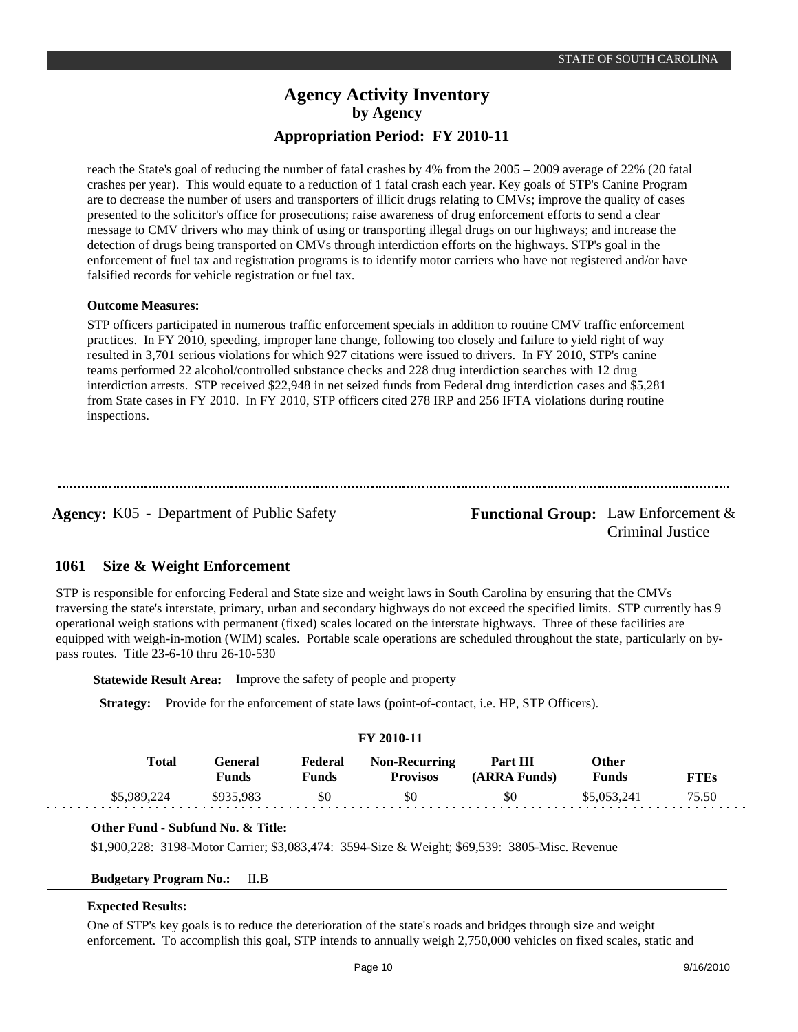reach the State's goal of reducing the number of fatal crashes by 4% from the 2005 – 2009 average of 22% (20 fatal crashes per year). This would equate to a reduction of 1 fatal crash each year. Key goals of STP's Canine Program are to decrease the number of users and transporters of illicit drugs relating to CMVs; improve the quality of cases presented to the solicitor's office for prosecutions; raise awareness of drug enforcement efforts to send a clear message to CMV drivers who may think of using or transporting illegal drugs on our highways; and increase the detection of drugs being transported on CMVs through interdiction efforts on the highways. STP's goal in the enforcement of fuel tax and registration programs is to identify motor carriers who have not registered and/or have falsified records for vehicle registration or fuel tax.

**Outcome Measures:**

STP officers participated in numerous traffic enforcement specials in addition to routine CMV traffic enforcement practices. In FY 2010, speeding, improper lane change, following too closely and failure to yield right of way resulted in 3,701 serious violations for which 927 citations were issued to drivers. In FY 2010, STP's canine teams performed 22 alcohol/controlled substance checks and 228 drug interdiction searches with 12 drug interdiction arrests. STP received $22,948 in net seized funds from Federal drug interdiction cases and $5,281 from State cases in FY 2010. In FY 2010, STP officers cited 278 IRP and 256 IFTA violations during routine inspections.

---

**Agency:** K05 - Department of Public Safety

**Functional Group:** Law Enforcement & Criminal Justice

## 1061 Size & Weight Enforcement

STP is responsible for enforcing Federal and State size and weight laws in South Carolina by ensuring that the CMVs traversing the state's interstate, primary, urban and secondary highways do not exceed the specified limits. STP currently has 9 operational weigh stations with permanent (fixed) scales located on the interstate highways. Three of these facilities are equipped with weigh-in-motion (WIM) scales. Portable scale operations are scheduled throughout the state, particularly on by-pass routes. Title 23-6-10 thru 26-10-530

**Statewide Result Area:** Improve the safety of people and property

**Strategy:** Provide for the enforcement of state laws (point-of-contact, i.e. HP, STP Officers).

**FY 2010-11**

| Total | General Funds | Federal Funds | Non-Recurring Provisos | Part III (ARRA Funds) | Other Funds | FTEs |
|---|---|---|---|---|---|---|
| $5,989,224 | $935,983 | $0 | $0 | $0 | $5,053,241 | 75.50 |

**Other Fund - Subfund No. & Title:**

$1,900,228: 3198-Motor Carrier; $3,083,474: 3594-Size & Weight; $69,539: 3805-Misc. Revenue

**Budgetary Program No.:** II.B

**Expected Results:**

One of STP's key goals is to reduce the deterioration of the state's roads and bridges through size and weight enforcement. To accomplish this goal, STP intends to annually weigh 2,750,000 vehicles on fixed scales, static and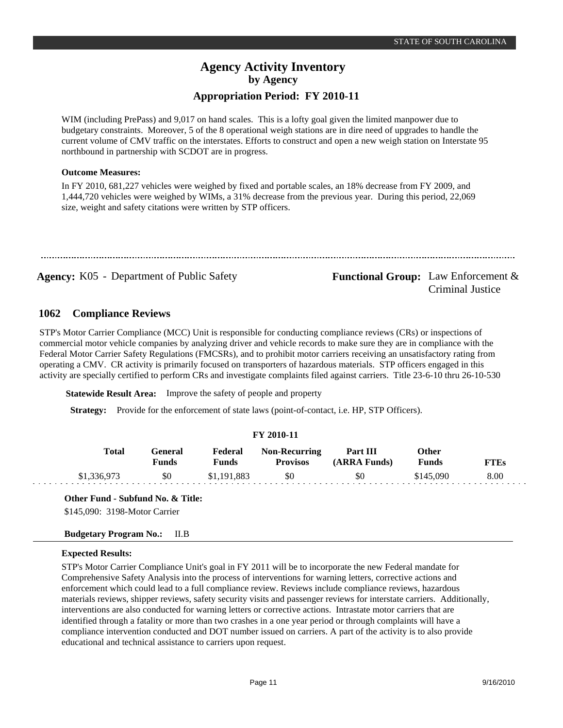WIM (including PrePass) and 9,017 on hand scales. This is a lofty goal given the limited manpower due to budgetary constraints. Moreover, 5 of the 8 operational weigh stations are in dire need of upgrades to handle the current volume of CMV traffic on the interstates. Efforts to construct and open a new weigh station on Interstate 95 northbound in partnership with SCDOT are in progress.

**Outcome Measures:**

In FY 2010, 681,227 vehicles were weighed by fixed and portable scales, an 18% decrease from FY 2009, and 1,444,720 vehicles were weighed by WIMs, a 31% decrease from the previous year. During this period, 22,069 size, weight and safety citations were written by STP officers.

---

**Agency:** K05 - Department of Public Safety

**Functional Group:** Law Enforcement & Criminal Justice

## 1062 Compliance Reviews

STP's Motor Carrier Compliance (MCC) Unit is responsible for conducting compliance reviews (CRs) or inspections of commercial motor vehicle companies by analyzing driver and vehicle records to make sure they are in compliance with the Federal Motor Carrier Safety Regulations (FMCSRs), and to prohibit motor carriers receiving an unsatisfactory rating from operating a CMV. CR activity is primarily focused on transporters of hazardous materials. STP officers engaged in this activity are specially certified to perform CRs and investigate complaints filed against carriers. Title 23-6-10 thru 26-10-530

**Statewide Result Area:** Improve the safety of people and property

**Strategy:** Provide for the enforcement of state laws (point-of-contact, i.e. HP, STP Officers).

**FY 2010-11**

| Total | General Funds | Federal Funds | Non-Recurring Provisos | Part III (ARRA Funds) | Other Funds | FTEs |
|---|---|---|---|---|---|---|
| $1,336,973 | $0 | $1,191,883 | $0 | $0 | $145,090 | 8.00 |

**Other Fund - Subfund No. & Title:**

$145,090: 3198-Motor Carrier

**Budgetary Program No.:** II.B

**Expected Results:**

STP's Motor Carrier Compliance Unit's goal in FY 2011 will be to incorporate the new Federal mandate for Comprehensive Safety Analysis into the process of interventions for warning letters, corrective actions and enforcement which could lead to a full compliance review. Reviews include compliance reviews, hazardous materials reviews, shipper reviews, safety security visits and passenger reviews for interstate carriers. Additionally, interventions are also conducted for warning letters or corrective actions. Intrastate motor carriers that are identified through a fatality or more than two crashes in a one year period or through complaints will have a compliance intervention conducted and DOT number issued on carriers. A part of the activity is to also provide educational and technical assistance to carriers upon request.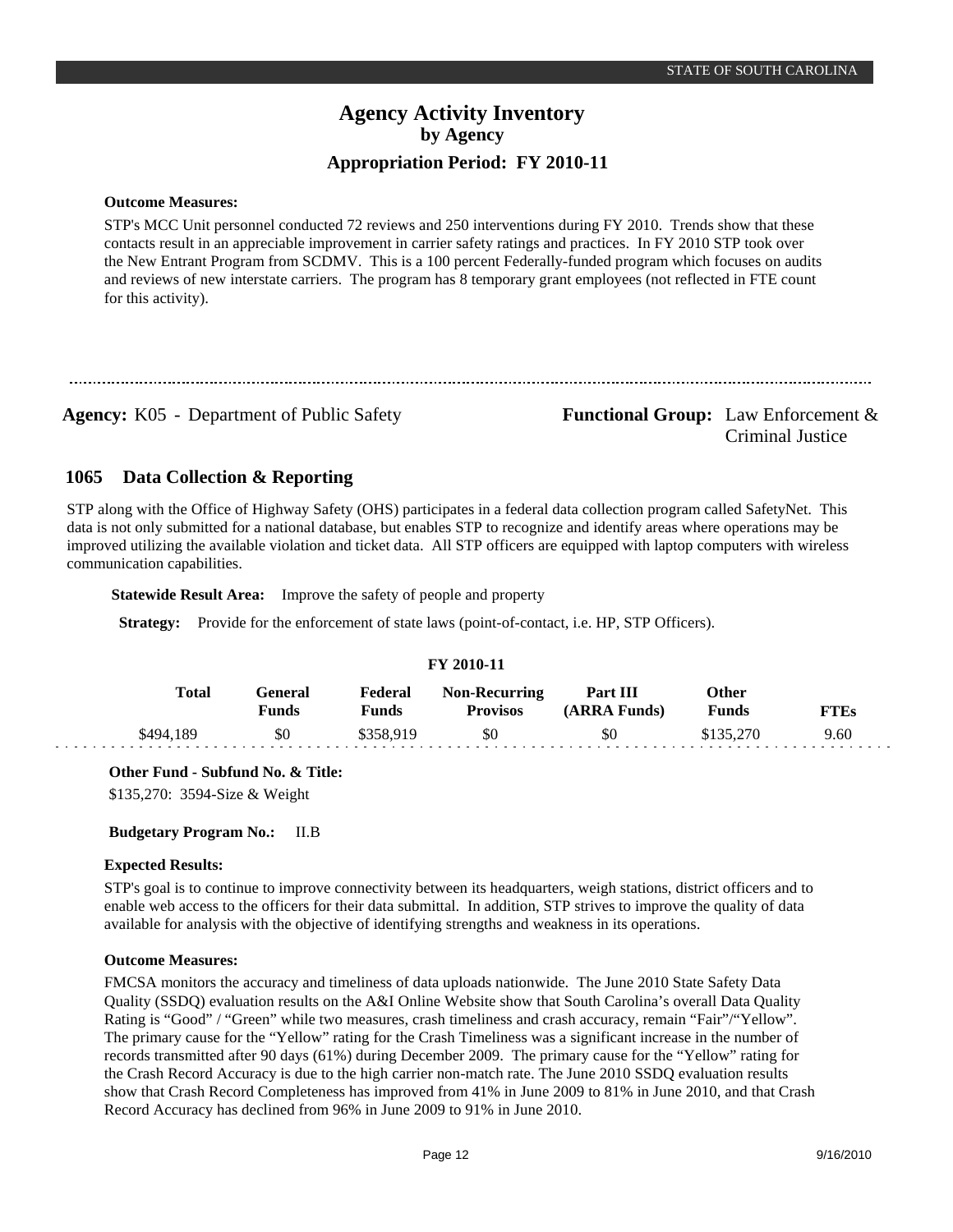**Outcome Measures:**

STP's MCC Unit personnel conducted 72 reviews and 250 interventions during FY 2010. Trends show that these contacts result in an appreciable improvement in carrier safety ratings and practices. In FY 2010 STP took over the New Entrant Program from SCDMV. This is a 100 percent Federally-funded program which focuses on audits and reviews of new interstate carriers. The program has 8 temporary grant employees (not reflected in FTE count for this activity).

---

**Agency:** K05 - Department of Public Safety

**Functional Group:** Law Enforcement & Criminal Justice

## 1065 Data Collection & Reporting

STP along with the Office of Highway Safety (OHS) participates in a federal data collection program called SafetyNet. This data is not only submitted for a national database, but enables STP to recognize and identify areas where operations may be improved utilizing the available violation and ticket data. All STP officers are equipped with laptop computers with wireless communication capabilities.

**Statewide Result Area:** Improve the safety of people and property

**Strategy:** Provide for the enforcement of state laws (point-of-contact, i.e. HP, STP Officers).

**FY 2010-11**

| Total | General Funds | Federal Funds | Non-Recurring Provisos | Part III (ARRA Funds) | Other Funds | FTEs |
|---|---|---|---|---|---|---|
| $494,189 | $0 | $358,919 | $0 | $0 | $135,270 | 9.60 |

**Other Fund - Subfund No. & Title:**

$135,270: 3594-Size & Weight

**Budgetary Program No.:** II.B

**Expected Results:**

STP's goal is to continue to improve connectivity between its headquarters, weigh stations, district officers and to enable web access to the officers for their data submittal. In addition, STP strives to improve the quality of data available for analysis with the objective of identifying strengths and weakness in its operations.

**Outcome Measures:**

FMCSA monitors the accuracy and timeliness of data uploads nationwide. The June 2010 State Safety Data Quality (SSDQ) evaluation results on the A&I Online Website show that South Carolina's overall Data Quality Rating is "Good" / "Green" while two measures, crash timeliness and crash accuracy, remain "Fair"/"Yellow". The primary cause for the "Yellow" rating for the Crash Timeliness was a significant increase in the number of records transmitted after 90 days (61%) during December 2009. The primary cause for the "Yellow" rating for the Crash Record Accuracy is due to the high carrier non-match rate. The June 2010 SSDQ evaluation results show that Crash Record Completeness has improved from 41% in June 2009 to 81% in June 2010, and that Crash Record Accuracy has declined from 96% in June 2009 to 91% in June 2010.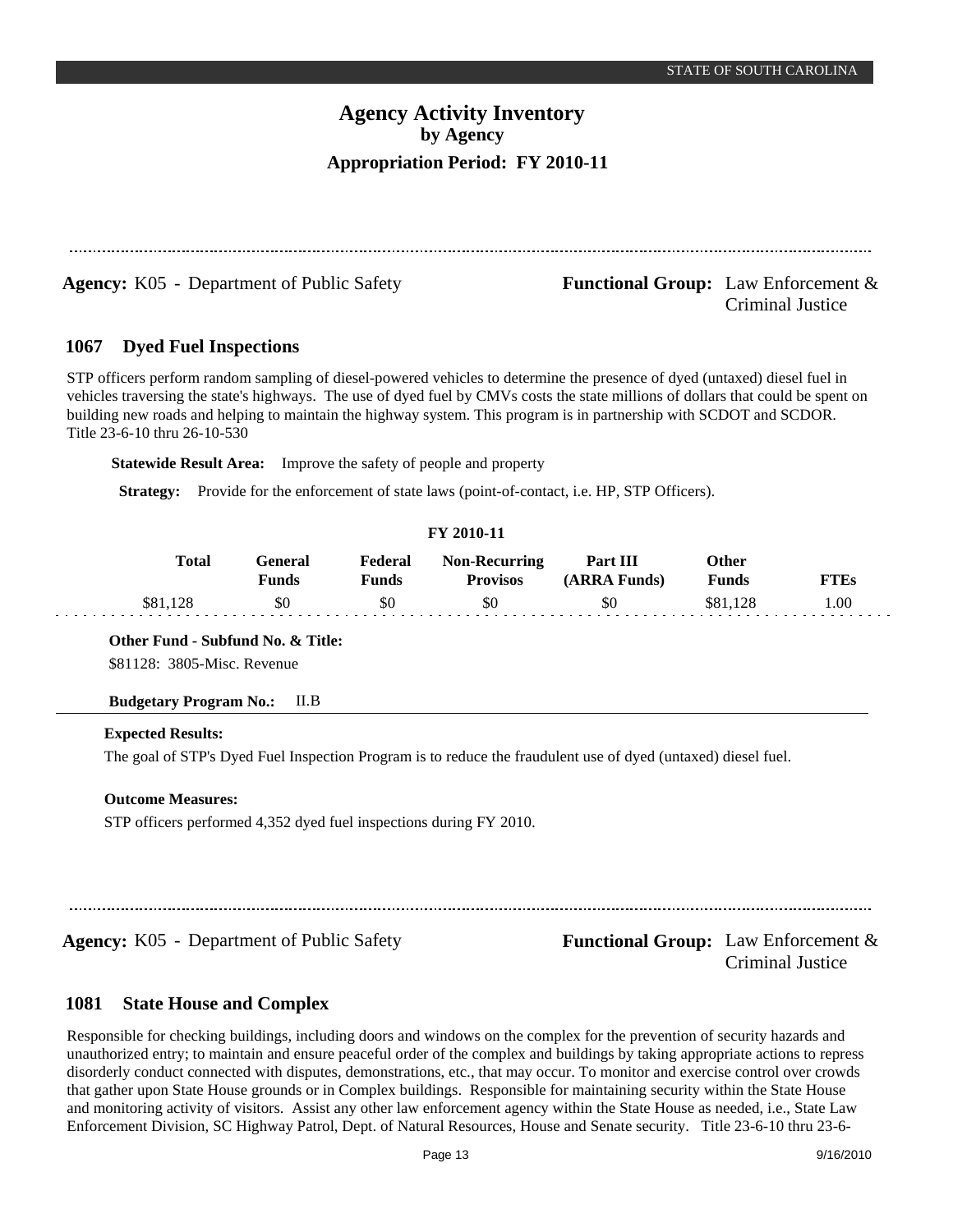# Agency Activity Inventory
## by Agency
### Appropriation Period: FY 2010-11

**Agency:** K05 - Department of Public Safety

**Functional Group:** Law Enforcement & Criminal Justice

### 1067 Dyed Fuel Inspections

STP officers perform random sampling of diesel-powered vehicles to determine the presence of dyed (untaxed) diesel fuel in vehicles traversing the state's highways. The use of dyed fuel by CMVs costs the state millions of dollars that could be spent on building new roads and helping to maintain the highway system. This program is in partnership with SCDOT and SCDOR. Title 23-6-10 thru 26-10-530

**Statewide Result Area:** Improve the safety of people and property

**Strategy:** Provide for the enforcement of state laws (point-of-contact, i.e. HP, STP Officers).

**FY 2010-11**

| Total | General Funds | Federal Funds | Non-Recurring Provisos | Part III (ARRA Funds) | Other Funds | FTEs |
|---|---|---|---|---|---|---|
| $81,128 | $0 | $0 | $0 | $0 | $81,128 | 1.00 |

**Other Fund - Subfund No. & Title:**

$81128: 3805-Misc. Revenue

**Budgetary Program No.:** II.B

**Expected Results:**

The goal of STP's Dyed Fuel Inspection Program is to reduce the fraudulent use of dyed (untaxed) diesel fuel.

**Outcome Measures:**

STP officers performed 4,352 dyed fuel inspections during FY 2010.

---

**Agency:** K05 - Department of Public Safety

**Functional Group:** Law Enforcement & Criminal Justice

### 1081 State House and Complex

Responsible for checking buildings, including doors and windows on the complex for the prevention of security hazards and unauthorized entry; to maintain and ensure peaceful order of the complex and buildings by taking appropriate actions to repress disorderly conduct connected with disputes, demonstrations, etc., that may occur. To monitor and exercise control over crowds that gather upon State House grounds or in Complex buildings. Responsible for maintaining security within the State House and monitoring activity of visitors. Assist any other law enforcement agency within the State House as needed, i.e., State Law Enforcement Division, SC Highway Patrol, Dept. of Natural Resources, House and Senate security. Title 23-6-10 thru 23-6-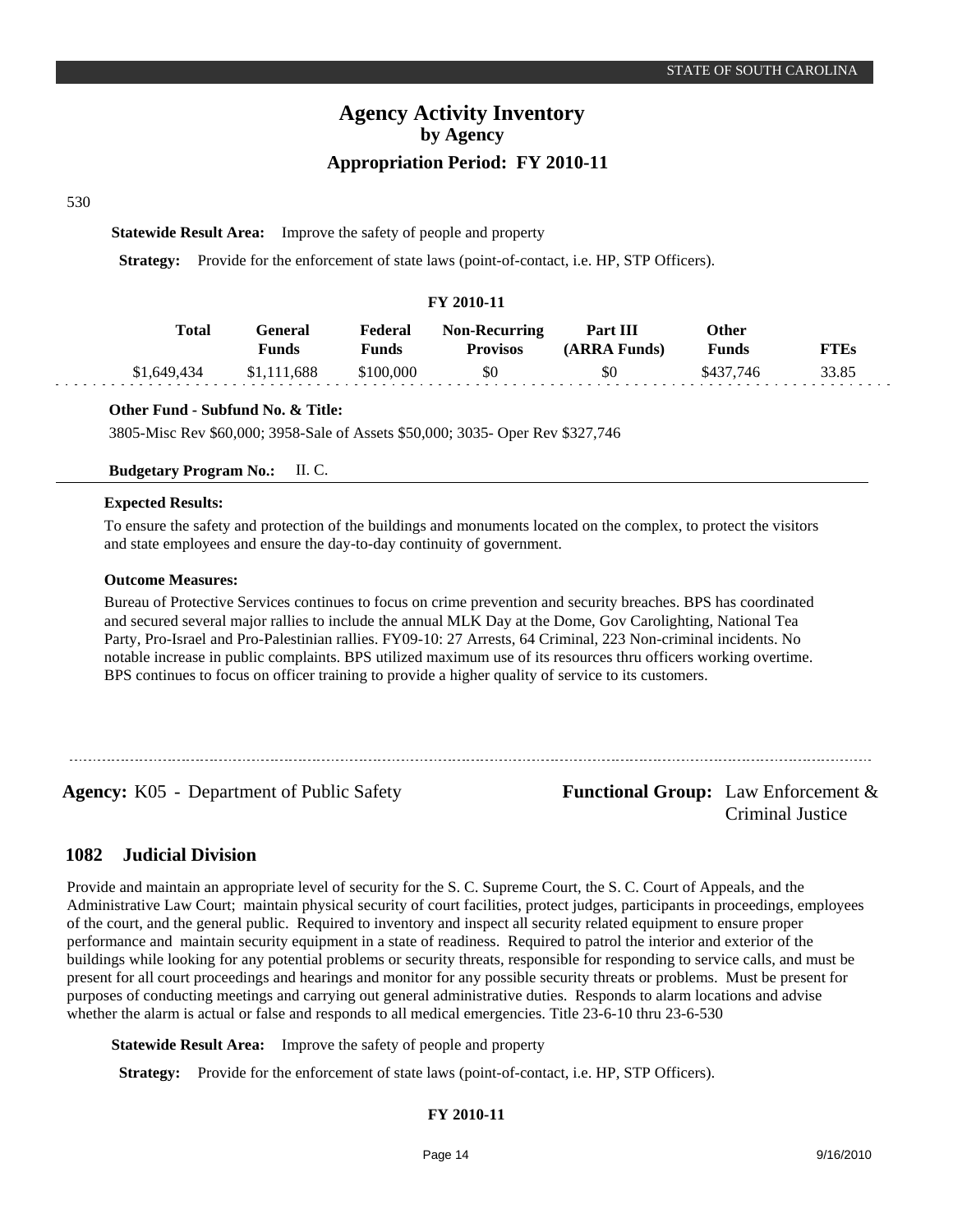530

**Statewide Result Area:** Improve the safety of people and property

**Strategy:** Provide for the enforcement of state laws (point-of-contact, i.e. HP, STP Officers).

**FY 2010-11**

| Total | General Funds | Federal Funds | Non-Recurring Provisos | Part III (ARRA Funds) | Other Funds | FTEs |
|---|---|---|---|---|---|---|
| $1,649,434 | $1,111,688 | $100,000 | $0 | $0 | $437,746 | 33.85 |

**Other Fund - Subfund No. & Title:**

3805-Misc Rev $60,000; 3958-Sale of Assets $50,000; 3035- Oper Rev $327,746

**Budgetary Program No.:** II. C.

**Expected Results:**

To ensure the safety and protection of the buildings and monuments located on the complex, to protect the visitors and state employees and ensure the day-to-day continuity of government.

**Outcome Measures:**

Bureau of Protective Services continues to focus on crime prevention and security breaches. BPS has coordinated and secured several major rallies to include the annual MLK Day at the Dome, Gov Carolighting, National Tea Party, Pro-Israel and Pro-Palestinian rallies. FY09-10: 27 Arrests, 64 Criminal, 223 Non-criminal incidents. No notable increase in public complaints. BPS utilized maximum use of its resources thru officers working overtime. BPS continues to focus on officer training to provide a higher quality of service to its customers.

**Agency:** K05 - Department of Public Safety **Functional Group:** Law Enforcement & Criminal Justice

## 1082 Judicial Division

Provide and maintain an appropriate level of security for the S. C. Supreme Court, the S. C. Court of Appeals, and the Administrative Law Court; maintain physical security of court facilities, protect judges, participants in proceedings, employees of the court, and the general public. Required to inventory and inspect all security related equipment to ensure proper performance and maintain security equipment in a state of readiness. Required to patrol the interior and exterior of the buildings while looking for any potential problems or security threats, responsible for responding to service calls, and must be present for all court proceedings and hearings and monitor for any possible security threats or problems. Must be present for purposes of conducting meetings and carrying out general administrative duties. Responds to alarm locations and advise whether the alarm is actual or false and responds to all medical emergencies. Title 23-6-10 thru 23-6-530

**Statewide Result Area:** Improve the safety of people and property

**Strategy:** Provide for the enforcement of state laws (point-of-contact, i.e. HP, STP Officers).

**FY 2010-11**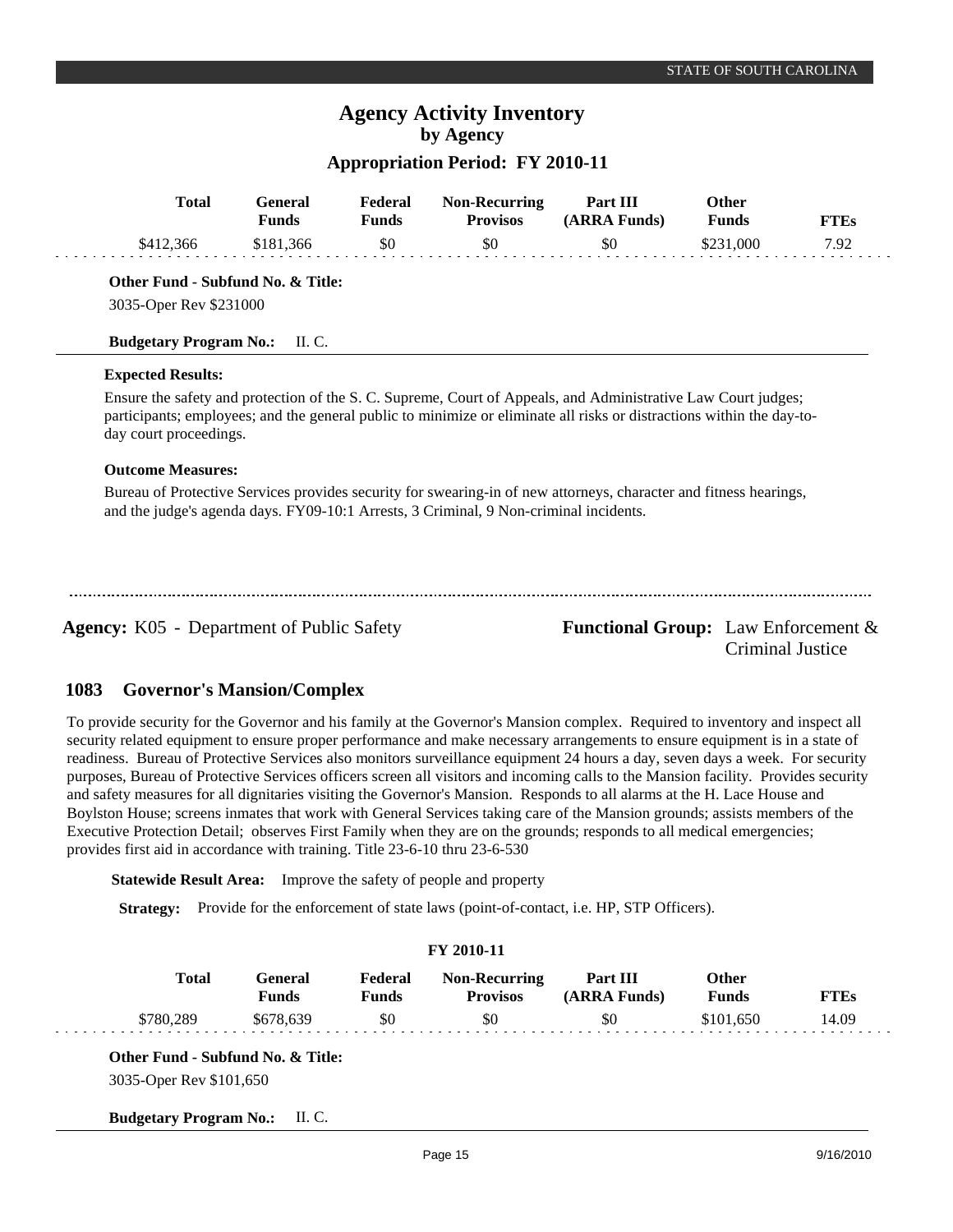| Total | General Funds | Federal Funds | Non-Recurring Provisos | Part III (ARRA Funds) | Other Funds | FTEs |
|---|---|---|---|---|---|---|
| $412,366 | $181,366 | $0 | $0 | $0 | $231,000 | 7.92 |

**Other Fund - Subfund No. & Title:**

3035-Oper Rev $231000

**Budgetary Program No.:** II. C.

**Expected Results:**

Ensure the safety and protection of the S. C. Supreme, Court of Appeals, and Administrative Law Court judges; participants; employees; and the general public to minimize or eliminate all risks or distractions within the day-to-day court proceedings.

**Outcome Measures:**

Bureau of Protective Services provides security for swearing-in of new attorneys, character and fitness hearings, and the judge's agenda days. FY09-10:1 Arrests, 3 Criminal, 9 Non-criminal incidents.

---

**Agency:** K05 - Department of Public Safety

**Functional Group:** Law Enforcement & Criminal Justice

## 1083 Governor's Mansion/Complex

To provide security for the Governor and his family at the Governor's Mansion complex. Required to inventory and inspect all security related equipment to ensure proper performance and make necessary arrangements to ensure equipment is in a state of readiness. Bureau of Protective Services also monitors surveillance equipment 24 hours a day, seven days a week. For security purposes, Bureau of Protective Services officers screen all visitors and incoming calls to the Mansion facility. Provides security and safety measures for all dignitaries visiting the Governor's Mansion. Responds to all alarms at the H. Lace House and Boylston House; screens inmates that work with General Services taking care of the Mansion grounds; assists members of the Executive Protection Detail; observes First Family when they are on the grounds; responds to all medical emergencies; provides first aid in accordance with training. Title 23-6-10 thru 23-6-530

**Statewide Result Area:** Improve the safety of people and property

**Strategy:** Provide for the enforcement of state laws (point-of-contact, i.e. HP, STP Officers).

**FY 2010-11**

| Total | General Funds | Federal Funds | Non-Recurring Provisos | Part III (ARRA Funds) | Other Funds | FTEs |
|---|---|---|---|---|---|---|
| $780,289 | $678,639 | $0 | $0 | $0 | $101,650 | 14.09 |

**Other Fund - Subfund No. & Title:**

3035-Oper Rev $101,650

**Budgetary Program No.:** II. C.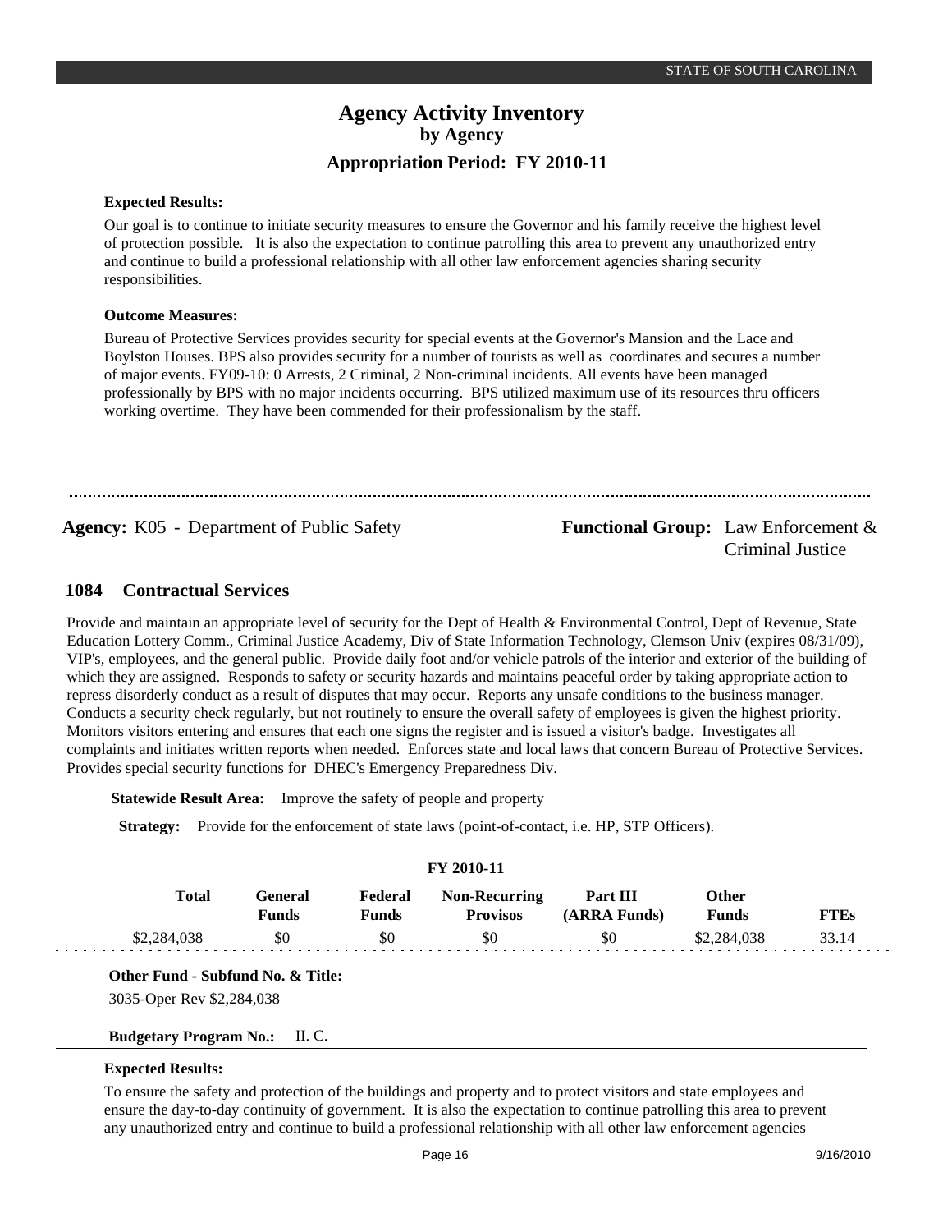**Expected Results:**

Our goal is to continue to initiate security measures to ensure the Governor and his family receive the highest level of protection possible. It is also the expectation to continue patrolling this area to prevent any unauthorized entry and continue to build a professional relationship with all other law enforcement agencies sharing security responsibilities.

**Outcome Measures:**

Bureau of Protective Services provides security for special events at the Governor's Mansion and the Lace and Boylston Houses. BPS also provides security for a number of tourists as well as coordinates and secures a number of major events. FY09-10: 0 Arrests, 2 Criminal, 2 Non-criminal incidents. All events have been managed professionally by BPS with no major incidents occurring. BPS utilized maximum use of its resources thru officers working overtime. They have been commended for their professionalism by the staff.

---

**Agency:** K05 - Department of Public Safety

**Functional Group:** Law Enforcement & Criminal Justice

## 1084 Contractual Services

Provide and maintain an appropriate level of security for the Dept of Health & Environmental Control, Dept of Revenue, State Education Lottery Comm., Criminal Justice Academy, Div of State Information Technology, Clemson Univ (expires 08/31/09), VIP's, employees, and the general public. Provide daily foot and/or vehicle patrols of the interior and exterior of the building of which they are assigned. Responds to safety or security hazards and maintains peaceful order by taking appropriate action to repress disorderly conduct as a result of disputes that may occur. Reports any unsafe conditions to the business manager. Conducts a security check regularly, but not routinely to ensure the overall safety of employees is given the highest priority. Monitors visitors entering and ensures that each one signs the register and is issued a visitor's badge. Investigates all complaints and initiates written reports when needed. Enforces state and local laws that concern Bureau of Protective Services. Provides special security functions for DHEC's Emergency Preparedness Div.

**Statewide Result Area:** Improve the safety of people and property

**Strategy:** Provide for the enforcement of state laws (point-of-contact, i.e. HP, STP Officers).

**FY 2010-11**

| Total | General Funds | Federal Funds | Non-Recurring Provisos | Part III (ARRA Funds) | Other Funds | FTEs |
|---|---|---|---|---|---|---|
| $2,284,038 | $0 | $0 | $0 | $0 | $2,284,038 | 33.14 |

**Other Fund - Subfund No. & Title:**

3035-Oper Rev $2,284,038

**Budgetary Program No.:** II. C.

**Expected Results:**

To ensure the safety and protection of the buildings and property and to protect visitors and state employees and ensure the day-to-day continuity of government. It is also the expectation to continue patrolling this area to prevent any unauthorized entry and continue to build a professional relationship with all other law enforcement agencies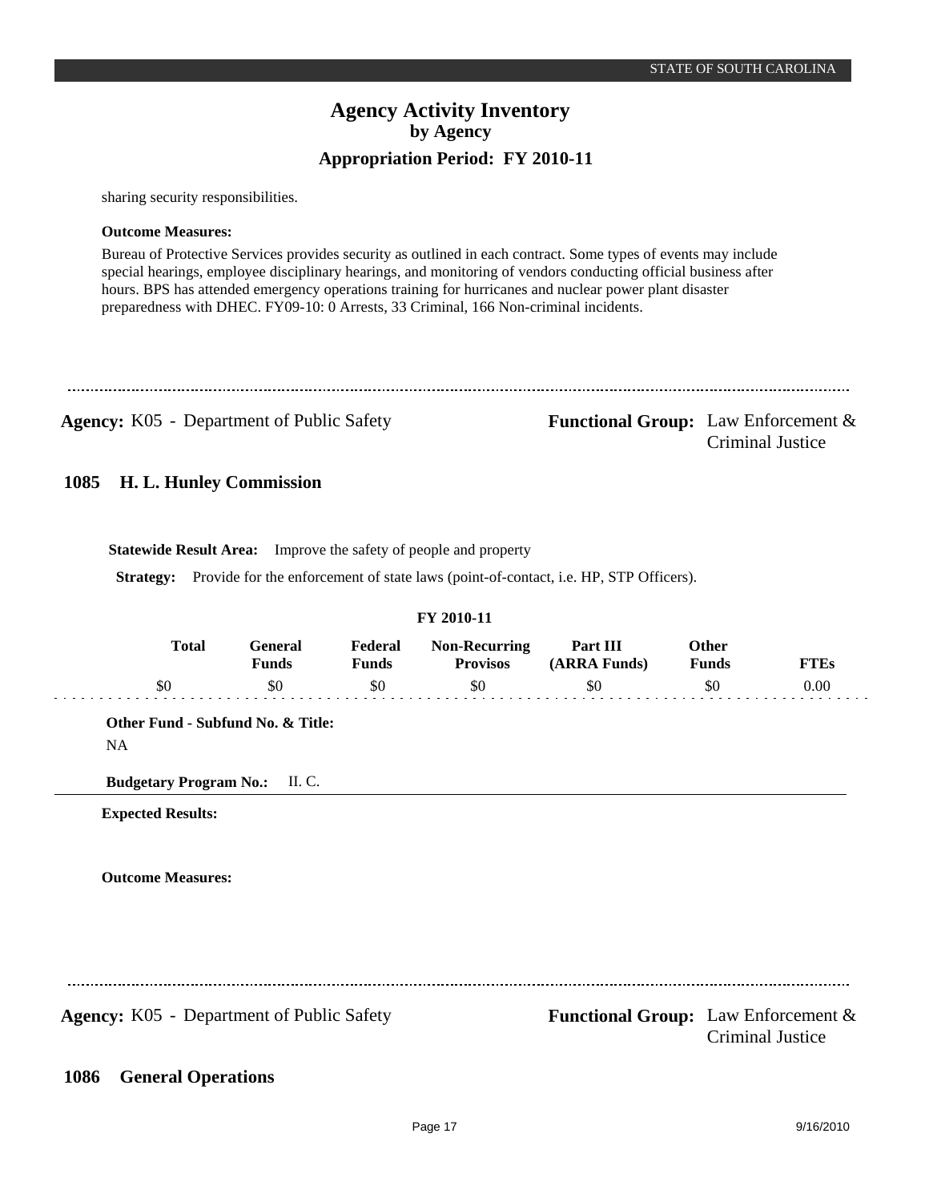sharing security responsibilities.

**Outcome Measures:**

Bureau of Protective Services provides security as outlined in each contract. Some types of events may include special hearings, employee disciplinary hearings, and monitoring of vendors conducting official business after hours. BPS has attended emergency operations training for hurricanes and nuclear power plant disaster preparedness with DHEC. FY09-10: 0 Arrests, 33 Criminal, 166 Non-criminal incidents.

---

**Agency:** K05 - Department of Public Safety

**Functional Group:** Law Enforcement & Criminal Justice

## 1085 H. L. Hunley Commission

**Statewide Result Area:** Improve the safety of people and property

**Strategy:** Provide for the enforcement of state laws (point-of-contact, i.e. HP, STP Officers).

**FY 2010-11**

| Total | General Funds | Federal Funds | Non-Recurring Provisos | Part III (ARRA Funds) | Other Funds | FTEs |
|---|---|---|---|---|---|---|
| $0 | $0 | $0 | $0 | $0 | $0 | 0.00 |

**Other Fund - Subfund No. & Title:**

NA

**Budgetary Program No.:** II. C.

**Expected Results:**

**Outcome Measures:**

---

**Agency:** K05 - Department of Public Safety

**Functional Group:** Law Enforcement & Criminal Justice

## 1086 General Operations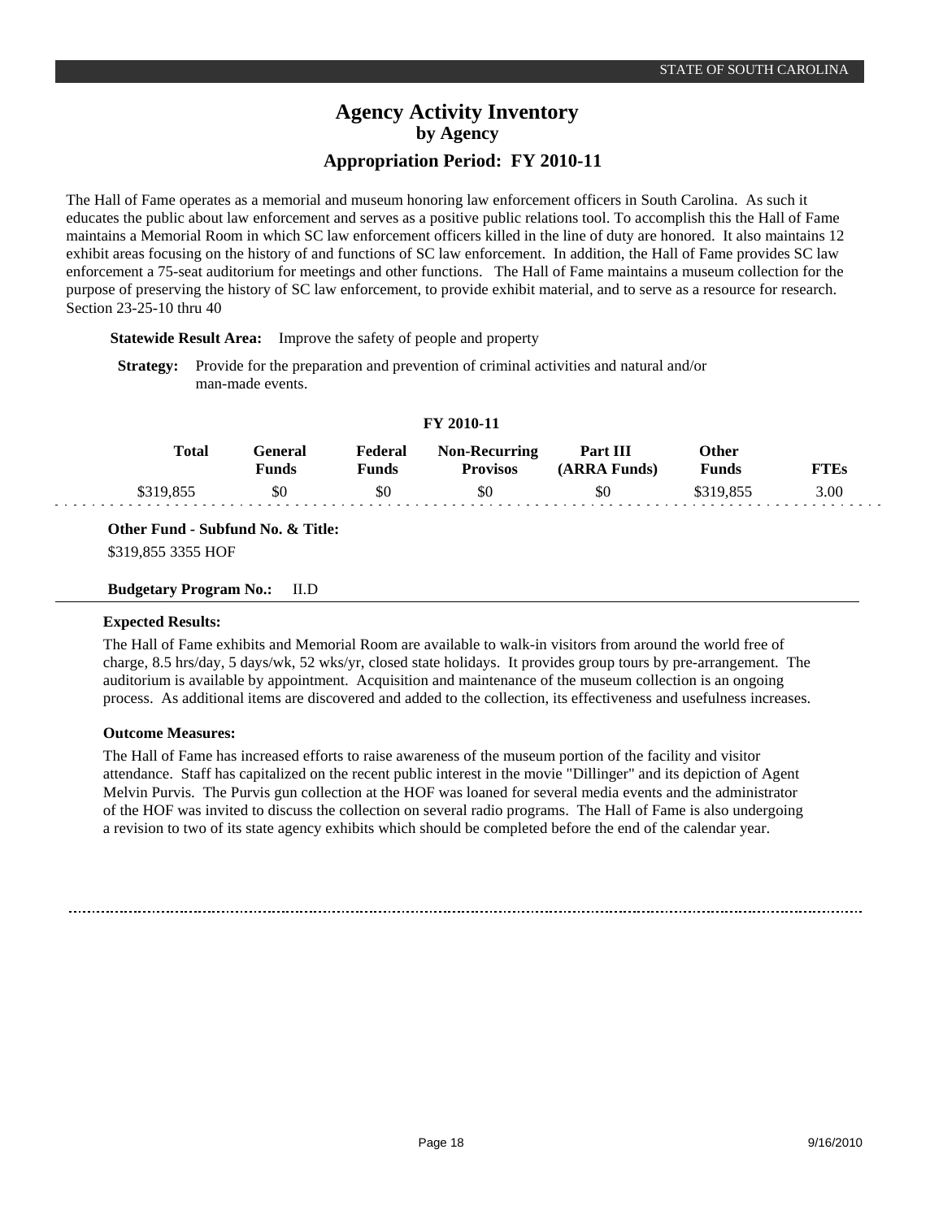# Agency Activity Inventory
## by Agency
### Appropriation Period: FY 2010-11

The Hall of Fame operates as a memorial and museum honoring law enforcement officers in South Carolina. As such it educates the public about law enforcement and serves as a positive public relations tool. To accomplish this the Hall of Fame maintains a Memorial Room in which SC law enforcement officers killed in the line of duty are honored. It also maintains 12 exhibit areas focusing on the history of and functions of SC law enforcement. In addition, the Hall of Fame provides SC law enforcement a 75-seat auditorium for meetings and other functions. The Hall of Fame maintains a museum collection for the purpose of preserving the history of SC law enforcement, to provide exhibit material, and to serve as a resource for research. Section 23-25-10 thru 40

**Statewide Result Area:** Improve the safety of people and property

**Strategy:** Provide for the preparation and prevention of criminal activities and natural and/or man-made events.

**FY 2010-11**

| Total | General Funds | Federal Funds | Non-Recurring Provisos | Part III (ARRA Funds) | Other Funds | FTEs |
|---|---|---|---|---|---|---|
| $319,855 | $0 | $0 | $0 | $0 | $319,855 | 3.00 |

**Other Fund - Subfund No. & Title:**

$319,855 3355 HOF

**Budgetary Program No.:** II.D

**Expected Results:**

The Hall of Fame exhibits and Memorial Room are available to walk-in visitors from around the world free of charge, 8.5 hrs/day, 5 days/wk, 52 wks/yr, closed state holidays. It provides group tours by pre-arrangement. The auditorium is available by appointment. Acquisition and maintenance of the museum collection is an ongoing process. As additional items are discovered and added to the collection, its effectiveness and usefulness increases.

**Outcome Measures:**

The Hall of Fame has increased efforts to raise awareness of the museum portion of the facility and visitor attendance. Staff has capitalized on the recent public interest in the movie "Dillinger" and its depiction of Agent Melvin Purvis. The Purvis gun collection at the HOF was loaned for several media events and the administrator of the HOF was invited to discuss the collection on several radio programs. The Hall of Fame is also undergoing a revision to two of its state agency exhibits which should be completed before the end of the calendar year.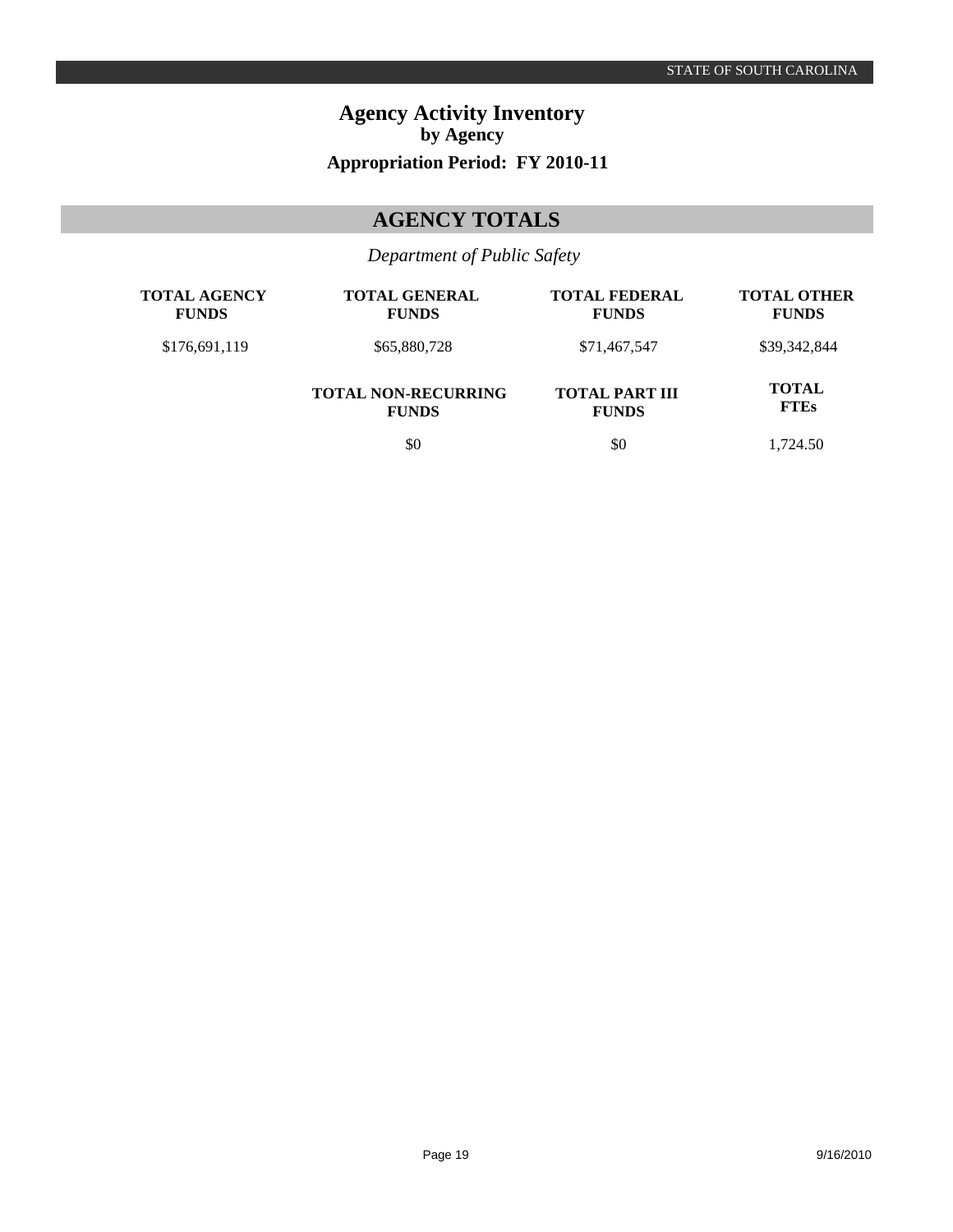STATE OF SOUTH CAROLINA

# Agency Activity Inventory

### by Agency

### Appropriation Period: FY 2010-11

## AGENCY TOTALS

*Department of Public Safety*

| TOTAL AGENCY FUNDS | TOTAL GENERAL FUNDS | TOTAL FEDERAL FUNDS | TOTAL OTHER FUNDS |
|---|---|---|---|
| $176,691,119 | $65,880,728 | $71,467,547 | $39,342,844 |

| | TOTAL NON-RECURRING FUNDS | TOTAL PART III FUNDS | TOTAL FTEs |
|---|---|---|---|
| | $0 | $0 | 1,724.50 |

9/16/2010